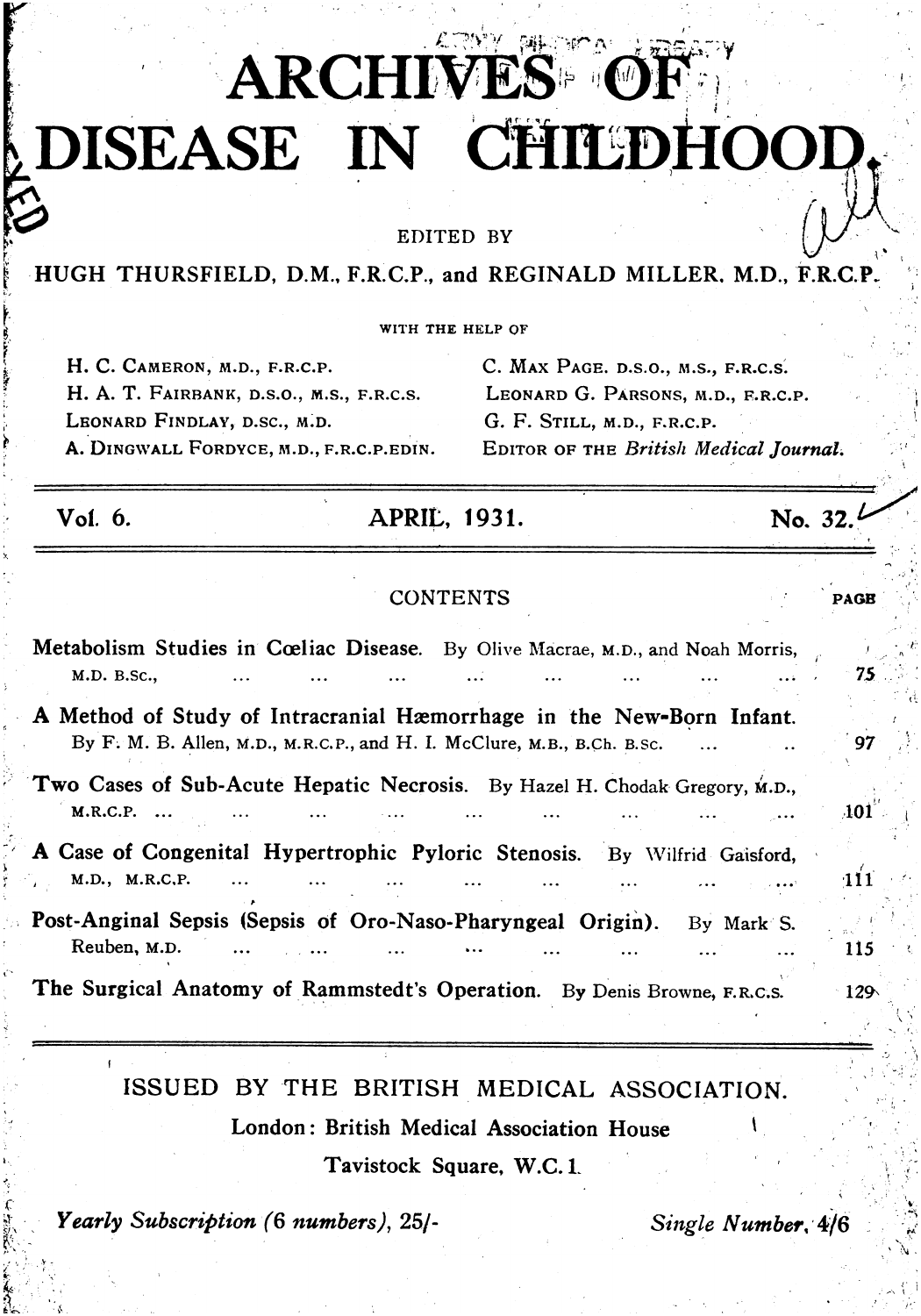# ARCHIVES OF DISEASE IN CHILDHOOD

EDITED BY

HUGH THURSFIELD, D.M., F.R.C.P., and REGINALD MILLER, M.D., F.R.C.P.

WITH THE HELP OF

H. C. CAMERON, M.D., F.R.C.P.
H. A. T. FAIRBANK, D.S.O., M.S., F.R.C.S.
LEONARD FINDLAY, D.SC., M.D.
A. DINGWALL FORDYCE, M.D., F.R.C.P.EDIN.
C. MAX PAGE, D.S.O., M.S., F.R.C.S.
LEONARD G. PARSONS, M.D., F.R.C.P.
G. F. STILL, M.D., F.R.C.P.
EDITOR OF THE *British Medical Journal.*

Vol. 6. APRIL, 1931. No. 32.

## CONTENTS

| | PAGE |
|---|---|
| **Metabolism Studies in Cœliac Disease.** By Olive Macrae, M.D., and Noah Morris, M.D. B.Sc., | 75 |
| **A Method of Study of Intracranial Hæmorrhage in the New-Born Infant.** By F. M. B. Allen, M.D., M.R.C.P., and H. I. McClure, M.B., B.Ch. B.Sc. | 97 |
| **Two Cases of Sub-Acute Hepatic Necrosis.** By Hazel H. Chodak Gregory, M.D., M.R.C.P. | 101 |
| **A Case of Congenital Hypertrophic Pyloric Stenosis.** By Wilfrid Gaisford, M.D., M.R.C.P. | 111 |
| **Post-Anginal Sepsis (Sepsis of Oro-Naso-Pharyngeal Origin).** By Mark S. Reuben, M.D. | 115 |
| **The Surgical Anatomy of Rammstedt's Operation.** By Denis Browne, F.R.C.S. | 129 |

ISSUED BY THE BRITISH MEDICAL ASSOCIATION.

London: British Medical Association House
Tavistock Square, W.C. 1.

*Yearly Subscription (6 numbers), 25/-* *Single Number, 4/6*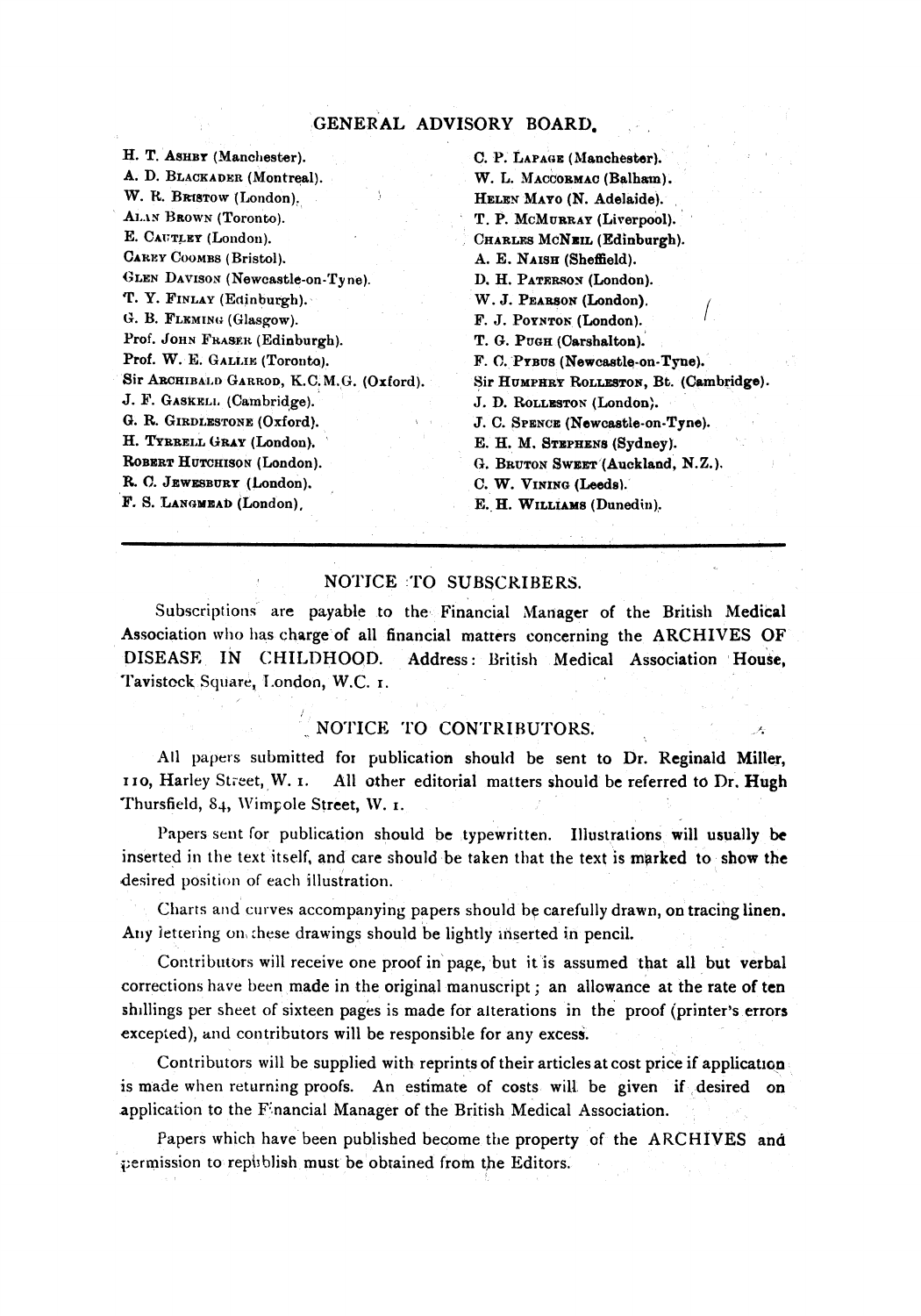## GENERAL ADVISORY BOARD.

H. T. ASHBY (Manchester).
A. D. BLACKADER (Montreal).
W. R. BRISTOW (London).
ALAN BROWN (Toronto).
E. CAUTLEY (London).
CAREY COOMBS (Bristol).
GLEN DAVISON (Newcastle-on-Tyne).
T. Y. FINLAY (Edinburgh).
G. B. FLEMING (Glasgow).
Prof. JOHN FRASER (Edinburgh).
Prof. W. E. GALLIE (Toronto).
Sir ARCHIBALD GARROD, K.C.M.G. (Oxford).
J. F. GASKELL (Cambridge).
G. R. GIRDLESTONE (Oxford).
H. TYRRELL GRAY (London).
ROBERT HUTCHISON (London).
R. C. JEWESBURY (London).
F. S. LANGMEAD (London).
C. P. LAPAGE (Manchester).
W. L. MACCORMAC (Balham).
HELEN MAYO (N. Adelaide).
T. P. MCMURRAY (Liverpool).
CHARLES MCNEIL (Edinburgh).
A. E. NAISH (Sheffield).
D. H. PATERSON (London).
W. J. PEARSON (London).
F. J. POYNTON (London).
T. G. PUGH (Carshalton).
F. C. PYBUS (Newcastle-on-Tyne).
Sir HUMPHRY ROLLESTON, Bt. (Cambridge).
J. D. ROLLESTON (London).
J. C. SPENCE (Newcastle-on-Tyne).
E. H. M. STEPHENS (Sydney).
G. BRUTON SWEET (Auckland, N.Z.).
C. W. VINING (Leeds).
E. H. WILLIAMS (Dunedin).

---

## NOTICE TO SUBSCRIBERS.

Subscriptions are payable to the Financial Manager of the British Medical Association who has charge of all financial matters concerning the ARCHIVES OF DISEASE IN CHILDHOOD. Address: British Medical Association House, Tavistock Square, London, W.C. 1.

## NOTICE TO CONTRIBUTORS.

All papers submitted for publication should be sent to Dr. Reginald Miller, 110, Harley Street, W. 1. All other editorial matters should be referred to Dr. Hugh Thursfield, 84, Wimpole Street, W. 1.

Papers sent for publication should be typewritten. Illustrations will usually be inserted in the text itself, and care should be taken that the text is marked to show the desired position of each illustration.

Charts and curves accompanying papers should be carefully drawn, on tracing linen. Any lettering on these drawings should be lightly inserted in pencil.

Contributors will receive one proof in page, but it is assumed that all but verbal corrections have been made in the original manuscript; an allowance at the rate of ten shillings per sheet of sixteen pages is made for alterations in the proof (printer's errors excepted), and contributors will be responsible for any excess.

Contributors will be supplied with reprints of their articles at cost price if application is made when returning proofs. An estimate of costs will be given if desired on application to the Financial Manager of the British Medical Association.

Papers which have been published become the property of the ARCHIVES and permission to republish must be obtained from the Editors.